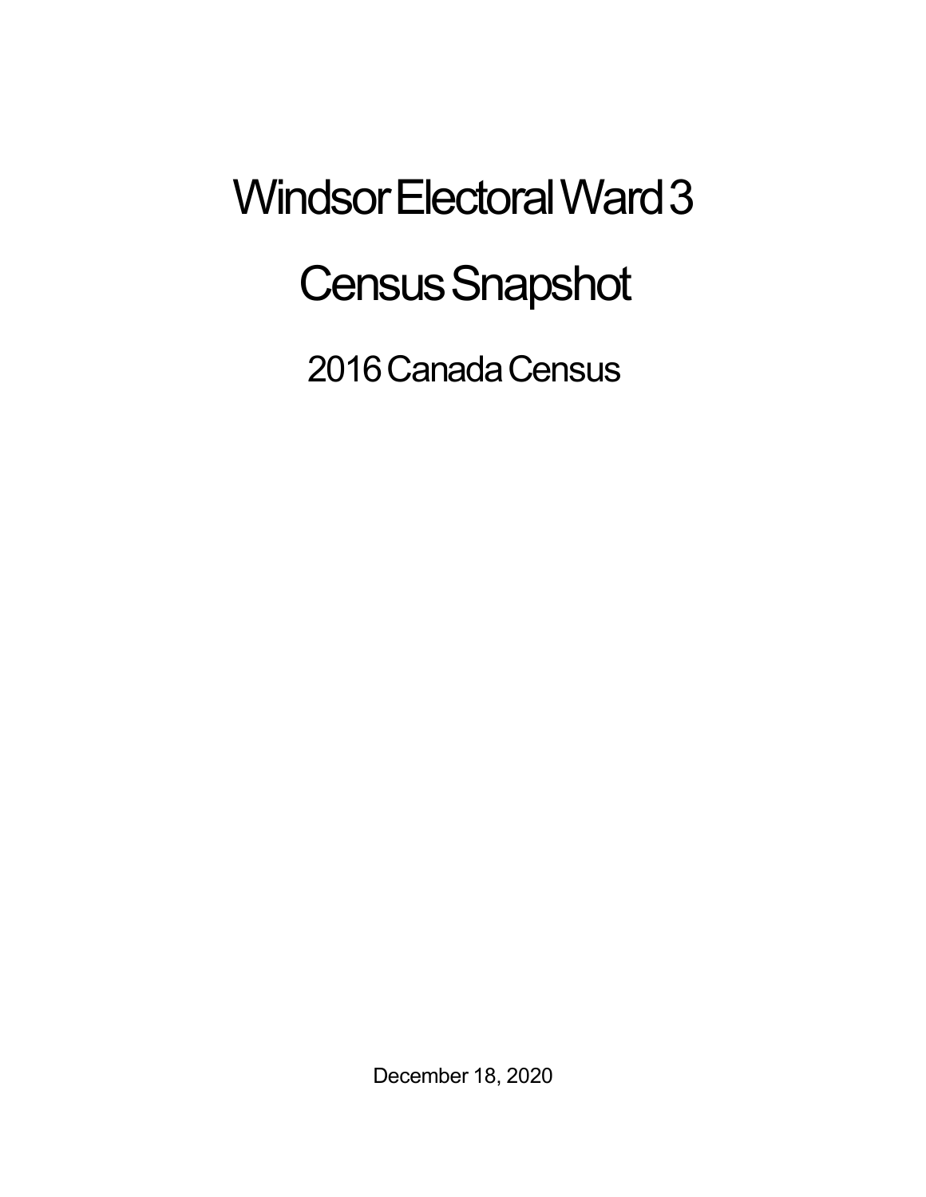# Windsor Electoral Ward 3

# Census Snapshot

## 2016 Canada Census

December 18, 2020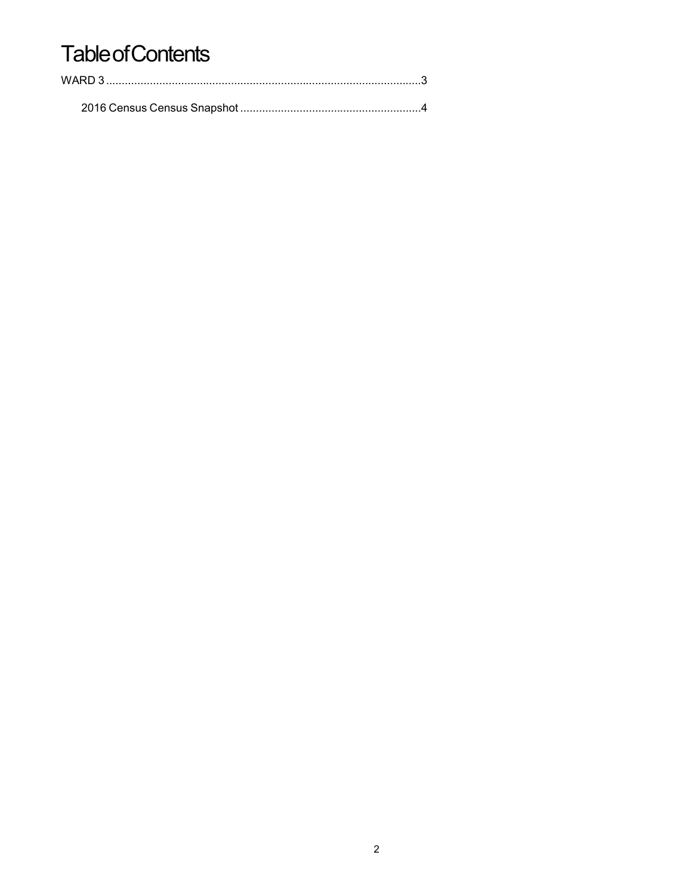# Table of Contents

WARD 3 ....................................................................................................3

    2016 Census Census Snapshot ..........................................................4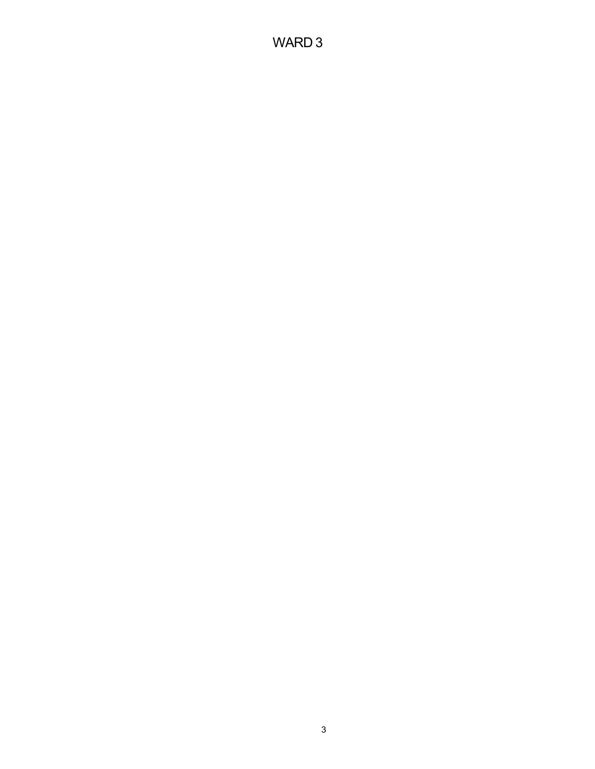# WARD 3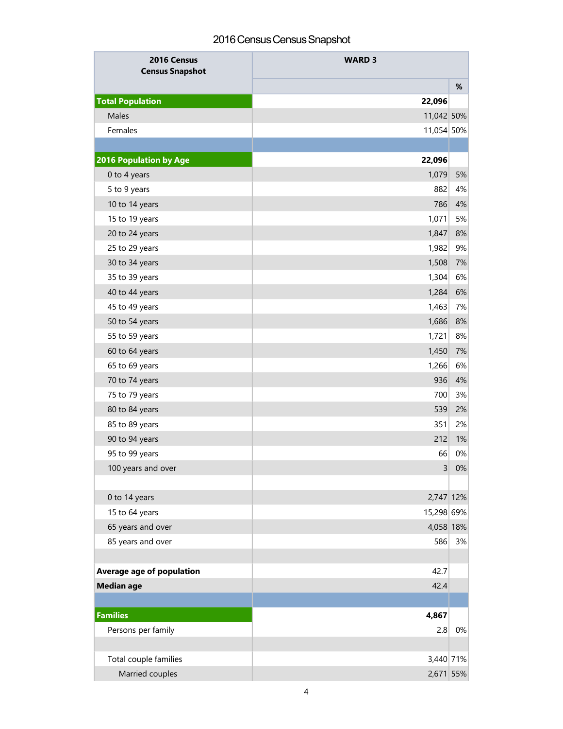# 2016 Census Census Snapshot

| 2016 Census Census Snapshot | WARD 3 | |
|---|---|---|
| | | % |
| **Total Population** | **22,096** | |
| Males | 11,042 | 50% |
| Females | 11,054 | 50% |
| | | |
| **2016 Population by Age** | **22,096** | |
| 0 to 4 years | 1,079 | 5% |
| 5 to 9 years | 882 | 4% |
| 10 to 14 years | 786 | 4% |
| 15 to 19 years | 1,071 | 5% |
| 20 to 24 years | 1,847 | 8% |
| 25 to 29 years | 1,982 | 9% |
| 30 to 34 years | 1,508 | 7% |
| 35 to 39 years | 1,304 | 6% |
| 40 to 44 years | 1,284 | 6% |
| 45 to 49 years | 1,463 | 7% |
| 50 to 54 years | 1,686 | 8% |
| 55 to 59 years | 1,721 | 8% |
| 60 to 64 years | 1,450 | 7% |
| 65 to 69 years | 1,266 | 6% |
| 70 to 74 years | 936 | 4% |
| 75 to 79 years | 700 | 3% |
| 80 to 84 years | 539 | 2% |
| 85 to 89 years | 351 | 2% |
| 90 to 94 years | 212 | 1% |
| 95 to 99 years | 66 | 0% |
| 100 years and over | 3 | 0% |
| | | |
| 0 to 14 years | 2,747 | 12% |
| 15 to 64 years | 15,298 | 69% |
| 65 years and over | 4,058 | 18% |
| 85 years and over | 586 | 3% |
| | | |
| **Average age of population** | 42.7 | |
| **Median age** | 42.4 | |
| | | |
| **Families** | **4,867** | |
| Persons per family | 2.8 | 0% |
| | | |
| Total couple families | 3,440 | 71% |
| Married couples | 2,671 | 55% |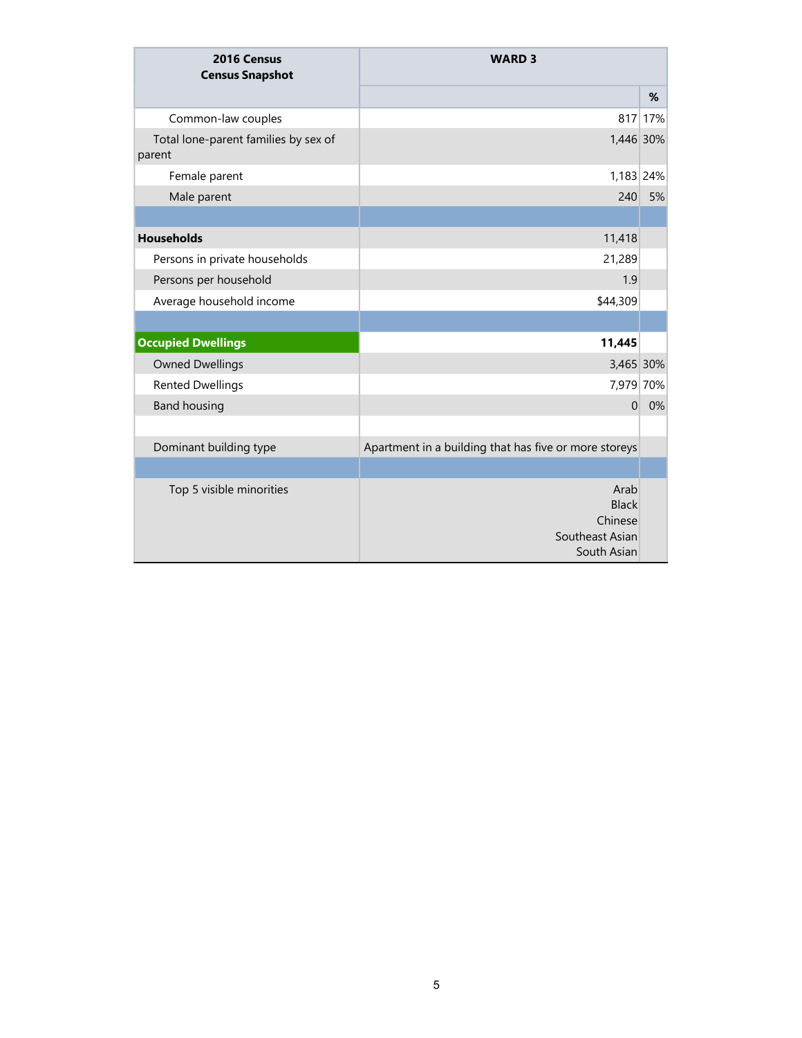| 2016 Census Census Snapshot | WARD 3 | |
|---|---|---|
| | | % |
| Common-law couples | 817 | 17% |
| Total lone-parent families by sex of parent | 1,446 | 30% |
| Female parent | 1,183 | 24% |
| Male parent | 240 | 5% |
| | | |
| **Households** | 11,418 | |
| Persons in private households | 21,289 | |
| Persons per household | 1.9 | |
| Average household income | $44,309 | |
| | | |
| **Occupied Dwellings** | **11,445** | |
| Owned Dwellings | 3,465 | 30% |
| Rented Dwellings | 7,979 | 70% |
| Band housing | 0 | 0% |
| | | |
| Dominant building type | Apartment in a building that has five or more storeys | |
| | | |
| Top 5 visible minorities | Arab<br>Black<br>Chinese<br>Southeast Asian<br>South Asian | |